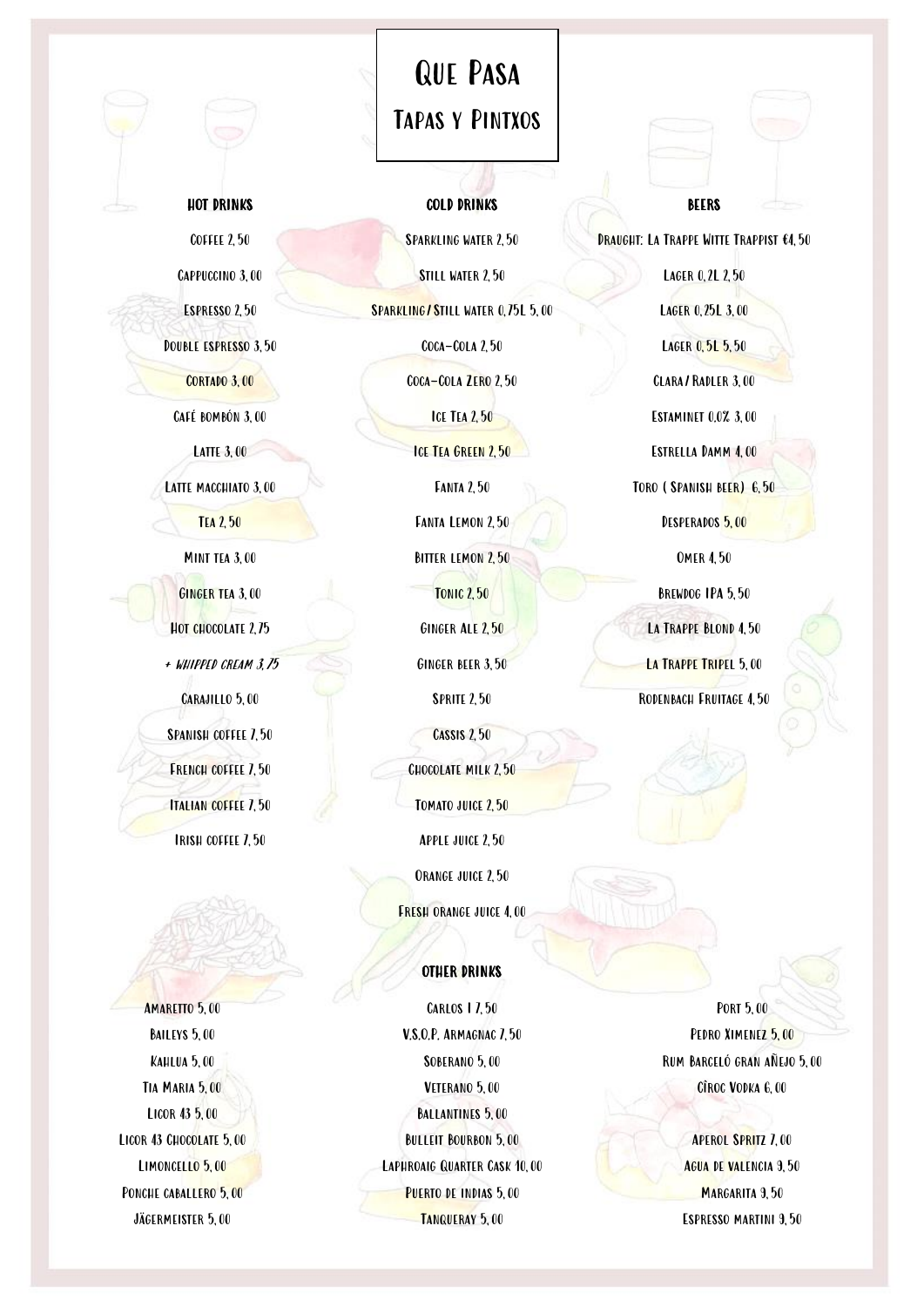# Que Pasa

## Tapas y Pintxos

### Hot drinks

Coffee 2,50

Cappuccino 3,00

Espresso 2,50

Double espresso 3,50

Cortado 3,00

Café bombón 3,00

Latte 3,00

Latte macchiato 3,00

Tea 2,50

Mint tea 3,00

Ginger tea 3,00

Hot chocolate 2,75

*+ whipped cream 3,75*

Carajillo 5,00

Spanish coffee 7,50

French coffee 7,50

Italian coffee 7,50

Irish coffee 7,50

### Cold drinks

Sparkling water 2,50

Still water 2,50

Sparkling/Still water 0,75L 5,00

Coca-Cola 2,50

Coca-Cola Zero 2,50

Ice Tea 2,50

Ice Tea Green 2,50

Fanta 2,50

Fanta Lemon 2,50

Bitter lemon 2,50

Tonic 2,50

Ginger Ale 2,50

Ginger beer 3,50

Sprite 2,50

Cassis 2,50

Chocolate milk 2,50

Tomato juice 2,50

Apple juice 2,50

Orange juice 2,50

Fresh orange juice 4,00

### Beers

Draught: La Trappe Witte Trappist €4,50

Lager 0,2L 2,50

Lager 0,25L 3,00

Lager 0,5L 5,50

Clara/Radler 3,00

Estaminet 0,0% 3,00

Estrella Damm 4,00

Toro ( Spanish beer) 6,50

Desperados 5,00

Omer 4,50

Brewdog IPA 5,50

La Trappe Blond 4,50

La Trappe Tripel 5,00

Rodenbach Fruitage 4,50

### Other drinks

Amaretto 5,00

Baileys 5,00

Kahlua 5,00

Tia Maria 5,00

Licor 43 5,00

Licor 43 Chocolate 5,00

Limoncello 5,00

Ponche caballero 5,00

Jägermeister 5,00

Carlos I 7,50

V.S.O.P. Armagnac 7,50

Soberano 5,00

Veterano 5,00

Ballantines 5,00

Bulleit Bourbon 5,00

Laphroaig Quarter Cask 10,00

Puerto de Indias 5,00

Tanqueray 5,00

Port 5,00

Pedro Ximenez 5,00

Rum Barceló gran añejo 5,00

Cîroc Vodka 6,00

Aperol Spritz 7,00

Agua de Valencia 9,50

Margarita 9,50

Espresso martini 9,50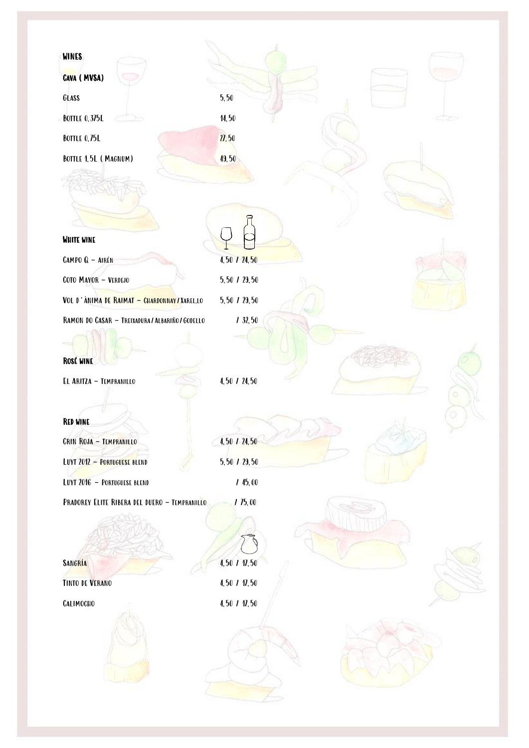# WINES

## Cava ( MVSA)

| | |
|---|---|
| Glass | 5,50 |
| Bottle 0,375L | 14,50 |
| Bottle 0,75L | 27,50 |
| Bottle 1,5L ( Magnum) | 49,50 |

## White wine

| | |
|---|---|
| Campo Q – Airén | 4,50 / 24,50 |
| Coto Mayor – Verdejo | 5,50 / 29,50 |
| Vol d'Ànima de Raimat – Chardonnay/Xarel.lo | 5,50 / 29,50 |
| Ramon do Casar – Treixadura/Albariño/Godello | / 32,50 |

## Rosé wine

| | |
|---|---|
| El Aritza – Tempranillo | 4,50 / 24,50 |

## Red wine

| | |
|---|---|
| Crin Roja – Tempranillo | 4,50 / 24,50 |
| Luyt 2012 – Portuguese blend | 5,50 / 29,50 |
| Luyt 2016 – Portuguese blend | / 45,00 |
| Pradorey Elite Ribera del duero – Tempranillo | / 75,00 |

| | |
|---|---|
| Sangría | 4,50 / 17,50 |
| Tinto de Verano | 4,50 / 17,50 |
| Calimocho | 4,50 / 17,50 |